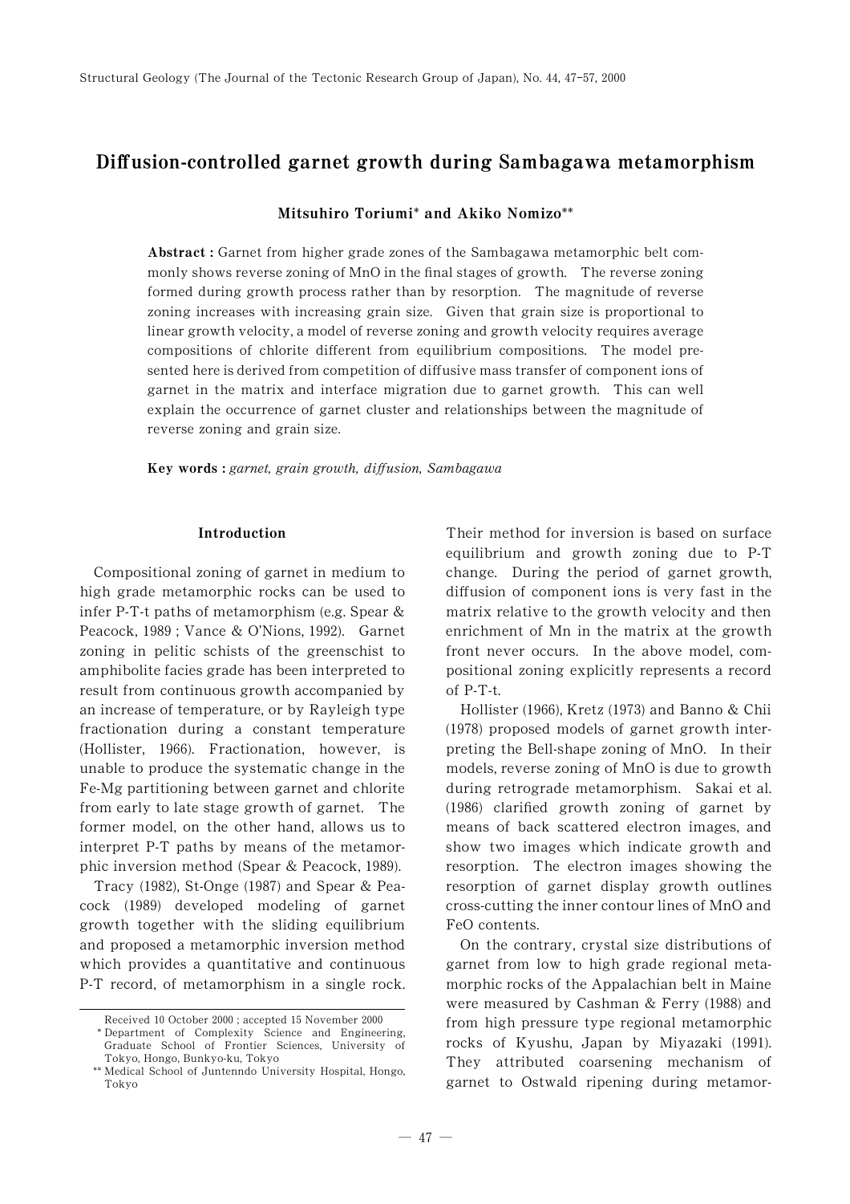# Diffusion-controlled garnet growth during Sambagawa metamorphism

**Mitsuhiro Toriumi\* and Akiko Nomizo\*\***

**Abstract :** Garnet from higher grade zones of the Sambagawa metamorphic belt commonly shows reverse zoning of MnO in the final stages of growth. The reverse zoning formed during growth process rather than by resorption. The magnitude of reverse zoning increases with increasing grain size. Given that grain size is proportional to linear growth velocity, a model of reverse zoning and growth velocity requires average compositions of chlorite different from equilibrium compositions. The model presented here is derived from competition of diffusive mass transfer of component ions of garnet in the matrix and interface migration due to garnet growth. This can well explain the occurrence of garnet cluster and relationships between the magnitude of reverse zoning and grain size.

**Key words :** *garnet, grain growth, diffusion, Sambagawa*

## Introduction

Compositional zoning of garnet in medium to high grade metamorphic rocks can be used to infer P-T-t paths of metamorphism (e.g. Spear & Peacock, 1989 ; Vance & O'Nions, 1992). Garnet zoning in pelitic schists of the greenschist to amphibolite facies grade has been interpreted to result from continuous growth accompanied by an increase of temperature, or by Rayleigh type fractionation during a constant temperature (Hollister, 1966). Fractionation, however, is unable to produce the systematic change in the Fe-Mg partitioning between garnet and chlorite from early to late stage growth of garnet. The former model, on the other hand, allows us to interpret P-T paths by means of the metamorphic inversion method (Spear & Peacock, 1989).

Tracy (1982), St-Onge (1987) and Spear & Peacock (1989) developed modeling of garnet growth together with the sliding equilibrium and proposed a metamorphic inversion method which provides a quantitative and continuous P-T record, of metamorphism in a single rock. Their method for inversion is based on surface equilibrium and growth zoning due to P-T change. During the period of garnet growth, diffusion of component ions is very fast in the matrix relative to the growth velocity and then enrichment of Mn in the matrix at the growth front never occurs. In the above model, compositional zoning explicitly represents a record of P-T-t.

Hollister (1966), Kretz (1973) and Banno & Chii (1978) proposed models of garnet growth interpreting the Bell-shape zoning of MnO. In their models, reverse zoning of MnO is due to growth during retrograde metamorphism. Sakai et al. (1986) clarified growth zoning of garnet by means of back scattered electron images, and show two images which indicate growth and resorption. The electron images showing the resorption of garnet display growth outlines cross-cutting the inner contour lines of MnO and FeO contents.

On the contrary, crystal size distributions of garnet from low to high grade regional metamorphic rocks of the Appalachian belt in Maine were measured by Cashman & Ferry (1988) and from high pressure type regional metamorphic rocks of Kyushu, Japan by Miyazaki (1991). They attributed coarsening mechanism of garnet to Ostwald ripening during metamor-

---

Received 10 October 2000 ; accepted 15 November 2000

\* Department of Complexity Science and Engineering, Graduate School of Frontier Sciences, University of Tokyo, Hongo, Bunkyo-ku, Tokyo

\*\* Medical School of Juntenndo University Hospital, Hongo, Tokyo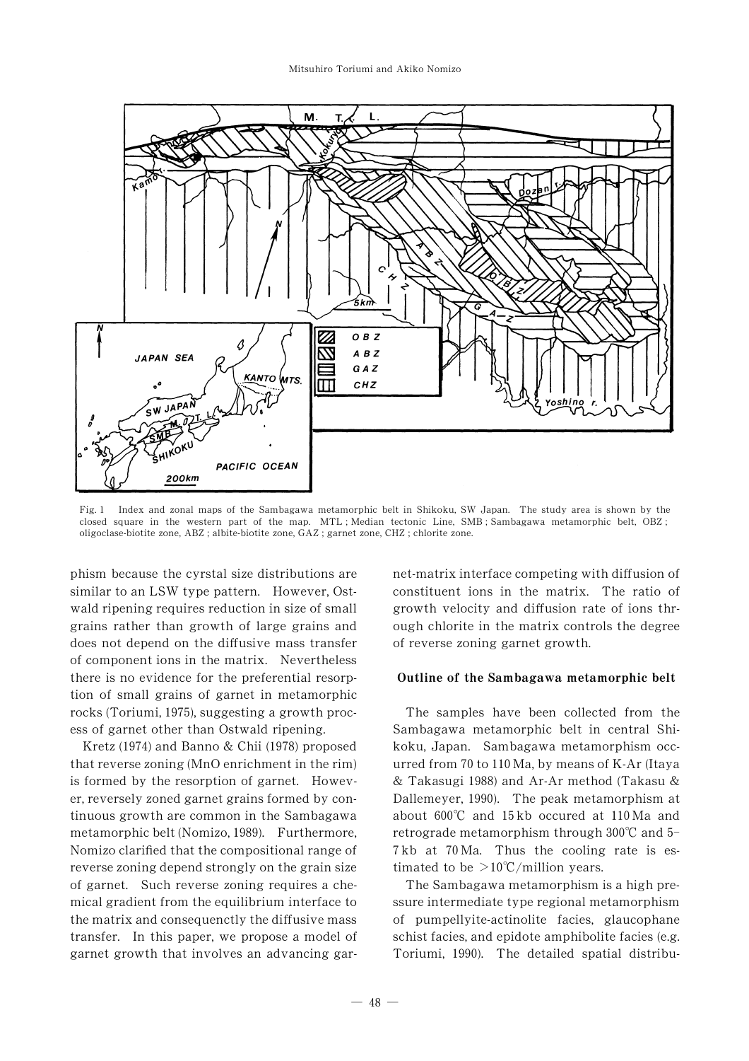Fig. 1 Index and zonal maps of the Sambagawa metamorphic belt in Shikoku, SW Japan. The study area is shown by the closed square in the western part of the map. MTL ; Median tectonic Line, SMB ; Sambagawa metamorphic belt, OBZ ; oligoclase-biotite zone, ABZ ; albite-biotite zone, GAZ ; garnet zone, CHZ ; chlorite zone.

phism because the cyrstal size distributions are similar to an LSW type pattern. However, Ostwald ripening requires reduction in size of small grains rather than growth of large grains and does not depend on the diffusive mass transfer of component ions in the matrix. Nevertheless there is no evidence for the preferential resorption of small grains of garnet in metamorphic rocks (Toriumi, 1975), suggesting a growth process of garnet other than Ostwald ripening.

Kretz (1974) and Banno & Chii (1978) proposed that reverse zoning (MnO enrichment in the rim) is formed by the resorption of garnet. However, reversely zoned garnet grains formed by continuous growth are common in the Sambagawa metamorphic belt (Nomizo, 1989). Furthermore, Nomizo clarified that the compositional range of reverse zoning depend strongly on the grain size of garnet. Such reverse zoning requires a chemical gradient from the equilibrium interface to the matrix and consequenctly the diffusive mass transfer. In this paper, we propose a model of garnet growth that involves an advancing garnet-matrix interface competing with diffusion of constituent ions in the matrix. The ratio of growth velocity and diffusion rate of ions through chlorite in the matrix controls the degree of reverse zoning garnet growth.

## Outline of the Sambagawa metamorphic belt

The samples have been collected from the Sambagawa metamorphic belt in central Shikoku, Japan. Sambagawa metamorphism occurred from 70 to 110 Ma, by means of K-Ar (Itaya & Takasugi 1988) and Ar-Ar method (Takasu & Dallemeyer, 1990). The peak metamorphism at about 600℃ and 15 kb occured at 110 Ma and retrograde metamorphism through 300℃ and 5–7 kb at 70 Ma. Thus the cooling rate is estimated to be >10℃/million years.

The Sambagawa metamorphism is a high pressure intermediate type regional metamorphism of pumpellyite-actinolite facies, glaucophane schist facies, and epidote amphibolite facies (e.g. Toriumi, 1990). The detailed spatial distribu-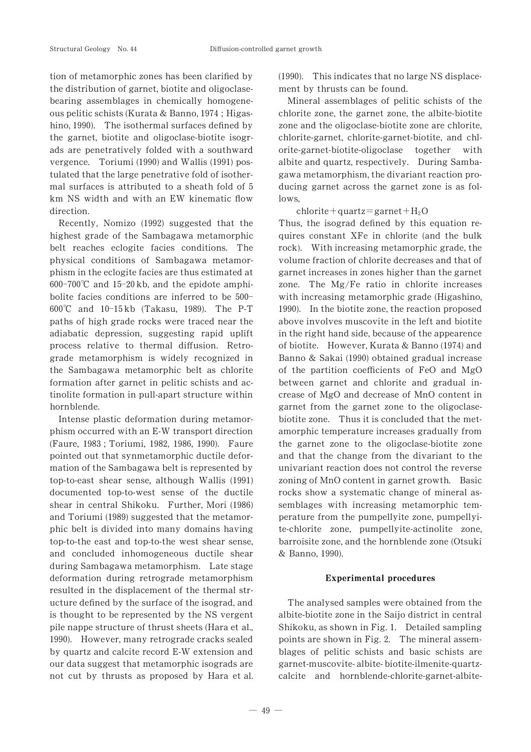tion of metamorphic zones has been clarified by the distribution of garnet, biotite and oligoclase-bearing assemblages in chemically homogeneous pelitic schists (Kurata & Banno, 1974 ; Higashino, 1990). The isothermal surfaces defined by the garnet, biotite and oligoclase-biotite isograds are penetratively folded with a southward vergence. Toriumi (1990) and Wallis (1991) postulated that the large penetrative fold of isothermal surfaces is attributed to a sheath fold of 5 km NS width and with an EW kinematic flow direction.

Recently, Nomizo (1992) suggested that the highest grade of the Sambagawa metamorphic belt reaches eclogite facies conditions. The physical conditions of Sambagawa metamorphism in the eclogite facies are thus estimated at 600–700℃ and 15–20 kb, and the epidote amphibolite facies conditions are inferred to be 500–600℃ and 10–15 kb (Takasu, 1989). The P-T paths of high grade rocks were traced near the adiabatic depression, suggesting rapid uplift process relative to thermal diffusion. Retrograde metamorphism is widely recognized in the Sambagawa metamorphic belt as chlorite formation after garnet in pelitic schists and actinolite formation in pull-apart structure within hornblende.

Intense plastic deformation during metamorphism occurred with an E-W transport direction (Faure, 1983 ; Toriumi, 1982, 1986, 1990). Faure pointed out that synmetamorphic ductile deformation of the Sambagawa belt is represented by top-to-east shear sense, although Wallis (1991) documented top-to-west sense of the ductile shear in central Shikoku. Further, Mori (1986) and Toriumi (1989) suggested that the metamorphic belt is divided into many domains having top-to-the east and top-to-the west shear sense, and concluded inhomogeneous ductile shear during Sambagawa metamorphism. Late stage deformation during retrograde metamorphism resulted in the displacement of the thermal structure defined by the surface of the isograd, and is thought to be represented by the NS vergent pile nappe structure of thrust sheets (Hara et al., 1990). However, many retrograde cracks sealed by quartz and calcite record E-W extension and our data suggest that metamorphic isograds are not cut by thrusts as proposed by Hara et al. (1990). This indicates that no large NS displacement by thrusts can be found.

Mineral assemblages of pelitic schists of the chlorite zone, the garnet zone, the albite-biotite zone and the oligoclase-biotite zone are chlorite, chlorite-garnet, chlorite-garnet-biotite, and chlorite-garnet-biotite-oligoclase together with albite and quartz, respectively. During Sambagawa metamorphism, the divariant reaction producing garnet across the garnet zone is as follows,

$$\text{chlorite} + \text{quartz} = \text{garnet} + H_2O$$

Thus, the isograd defined by this equation requires constant XFe in chlorite (and the bulk rock). With increasing metamorphic grade, the volume fraction of chlorite decreases and that of garnet increases in zones higher than the garnet zone. The Mg/Fe ratio in chlorite increases with increasing metamorphic grade (Higashino, 1990). In the biotite zone, the reaction proposed above involves muscovite in the left and biotite in the right hand side, because of the appearence of biotite. However, Kurata & Banno (1974) and Banno & Sakai (1990) obtained gradual increase of the partition coefficients of FeO and MgO between garnet and chlorite and gradual increase of MgO and decrease of MnO content in garnet from the garnet zone to the oligoclase-biotite zone. Thus it is concluded that the metamorphic temperature increases gradually from the garnet zone to the oligoclase-biotite zone and that the change from the divariant to the univariant reaction does not control the reverse zoning of MnO content in garnet growth. Basic rocks show a systematic change of mineral assemblages with increasing metamorphic temperature from the pumpellyite zone, pumpellyite-chlorite zone, pumpellyite-actinolite zone, barroisite zone, and the hornblende zone (Otsuki & Banno, 1990).

## Experimental procedures

The analysed samples were obtained from the albite-biotite zone in the Saijo district in central Shikoku, as shown in Fig. 1. Detailed sampling points are shown in Fig. 2. The mineral assemblages of pelitic schists and basic schists are garnet-muscovite-albite-biotite-ilmenite-quartz-calcite and hornblende-chlorite-garnet-albite-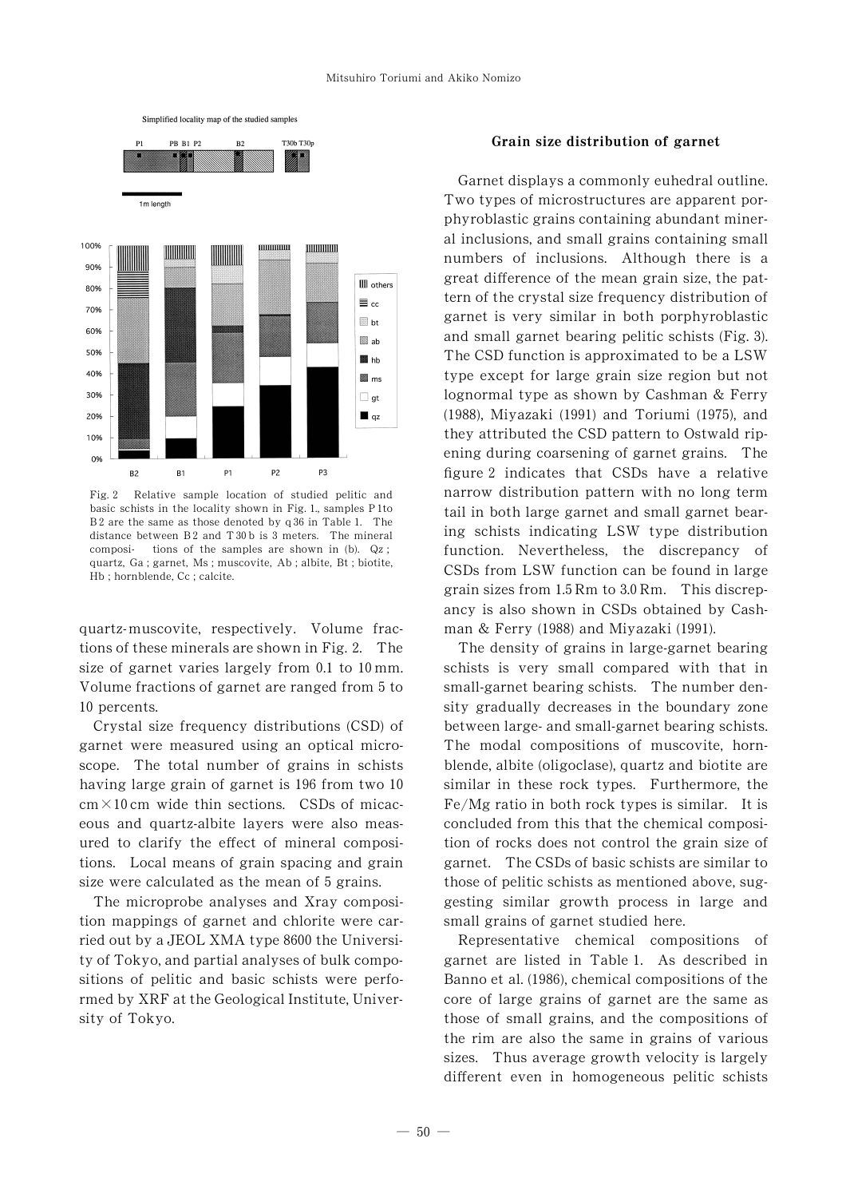quartz-muscovite, respectively. Volume fractions of these minerals are shown in Fig. 2. The size of garnet varies largely from 0.1 to 10 mm. Volume fractions of garnet are ranged from 5 to 10 percents.

Crystal size frequency distributions (CSD) of garnet were measured using an optical microscope. The total number of grains in schists having large grain of garnet is 196 from two 10 cm×10 cm wide thin sections. CSDs of micaceous and quartz-albite layers were also measured to clarify the effect of mineral compositions. Local means of grain spacing and grain size were calculated as the mean of 5 grains.

The microprobe analyses and Xray composition mappings of garnet and chlorite were carried out by a JEOL XMA type 8600 the University of Tokyo, and partial analyses of bulk compositions of pelitic and basic schists were performed by XRF at the Geological Institute, University of Tokyo.

Fig. 2 Relative sample location of studied pelitic and basic schists in the locality shown in Fig. 1., samples P 1to B 2 are the same as those denoted by q 36 in Table 1. The distance between B 2 and T 30 b is 3 meters. The mineral compositions of the samples are shown in (b). Qz ; quartz, Ga ; garnet, Ms ; muscovite, Ab ; albite, Bt ; biotite, Hb ; hornblende, Cc ; calcite.

## Grain size distribution of garnet

Garnet displays a commonly euhedral outline. Two types of microstructures are apparent porphyroblastic grains containing abundant mineral inclusions, and small grains containing small numbers of inclusions. Although there is a great difference of the mean grain size, the pattern of the crystal size frequency distribution of garnet is very similar in both porphyroblastic and small garnet bearing pelitic schists (Fig. 3). The CSD function is approximated to be a LSW type except for large grain size region but not lognormal type as shown by Cashman & Ferry (1988), Miyazaki (1991) and Toriumi (1975), and they attributed the CSD pattern to Ostwald ripening during coarsening of garnet grains. The figure 2 indicates that CSDs have a relative narrow distribution pattern with no long term tail in both large garnet and small garnet bearing schists indicating LSW type distribution function. Nevertheless, the discrepancy of CSDs from LSW function can be found in large grain sizes from 1.5 Rm to 3.0 Rm. This discrepancy is also shown in CSDs obtained by Cashman & Ferry (1988) and Miyazaki (1991).

The density of grains in large-garnet bearing schists is very small compared with that in small-garnet bearing schists. The number density gradually decreases in the boundary zone between large- and small-garnet bearing schists. The modal compositions of muscovite, hornblende, albite (oligoclase), quartz and biotite are similar in these rock types. Furthermore, the Fe/Mg ratio in both rock types is similar. It is concluded from this that the chemical composition of rocks does not control the grain size of garnet. The CSDs of basic schists are similar to those of pelitic schists as mentioned above, suggesting similar growth process in large and small grains of garnet studied here.

Representative chemical compositions of garnet are listed in Table 1. As described in Banno et al. (1986), chemical compositions of the core of large grains of garnet are the same as those of small grains, and the compositions of the rim are also the same in grains of various sizes. Thus average growth velocity is largely different even in homogeneous pelitic schists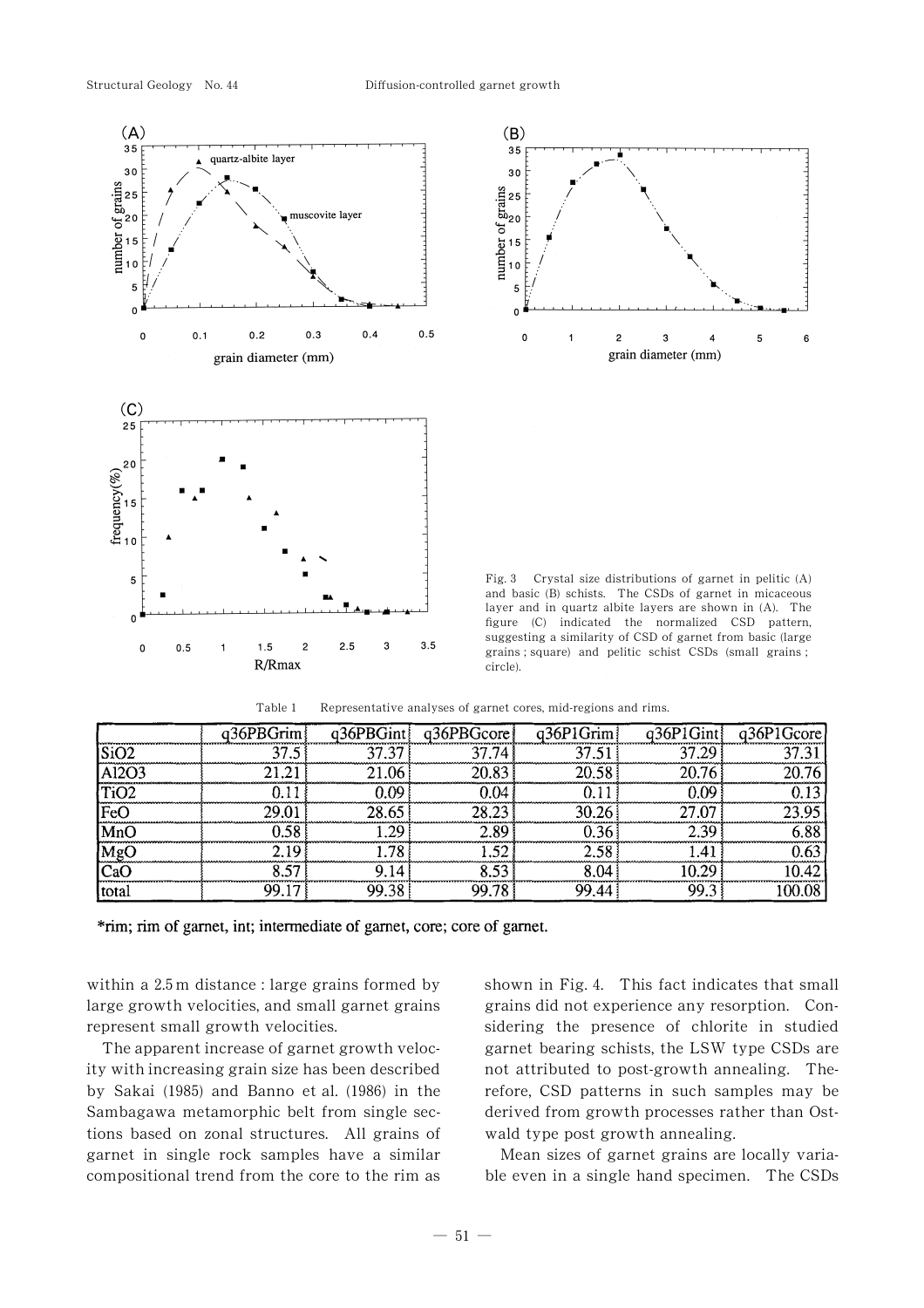Fig. 3　Crystal size distributions of garnet in pelitic (A) and basic (B) schists. The CSDs of garnet in micaceous layer and in quartz albite layers are shown in (A). The figure (C) indicated the normalized CSD pattern, suggesting a similarity of CSD of garnet from basic (large grains ; square) and pelitic schist CSDs (small grains ; circle).

Table 1　Representative analyses of garnet cores, mid-regions and rims.

| | q36PBGrim | q36PBGint | q36PBGcore | q36P1Grim | q36P1Gint | q36P1Gcore |
|---|---|---|---|---|---|---|
| SiO2 | 37.5 | 37.37 | 37.74 | 37.51 | 37.29 | 37.31 |
| Al2O3 | 21.21 | 21.06 | 20.83 | 20.58 | 20.76 | 20.76 |
| TiO2 | 0.11 | 0.09 | 0.04 | 0.11 | 0.09 | 0.13 |
| FeO | 29.01 | 28.65 | 28.23 | 30.26 | 27.07 | 23.95 |
| MnO | 0.58 | 1.29 | 2.89 | 0.36 | 2.39 | 6.88 |
| MgO | 2.19 | 1.78 | 1.52 | 2.58 | 1.41 | 0.63 |
| CaO | 8.57 | 9.14 | 8.53 | 8.04 | 10.29 | 10.42 |
| total | 99.17 | 99.38 | 99.78 | 99.44 | 99.3 | 100.08 |

*rim; rim of garnet, int; intermediate of garnet, core; core of garnet.

within a 2.5 m distance : large grains formed by large growth velocities, and small garnet grains represent small growth velocities.

The apparent increase of garnet growth velocity with increasing grain size has been described by Sakai (1985) and Banno et al. (1986) in the Sambagawa metamorphic belt from single sections based on zonal structures. All grains of garnet in single rock samples have a similar compositional trend from the core to the rim as shown in Fig. 4. This fact indicates that small grains did not experience any resorption. Considering the presence of chlorite in studied garnet bearing schists, the LSW type CSDs are not attributed to post-growth annealing. Therefore, CSD patterns in such samples may be derived from growth processes rather than Ostwald type post growth annealing.

Mean sizes of garnet grains are locally variable even in a single hand specimen. The CSDs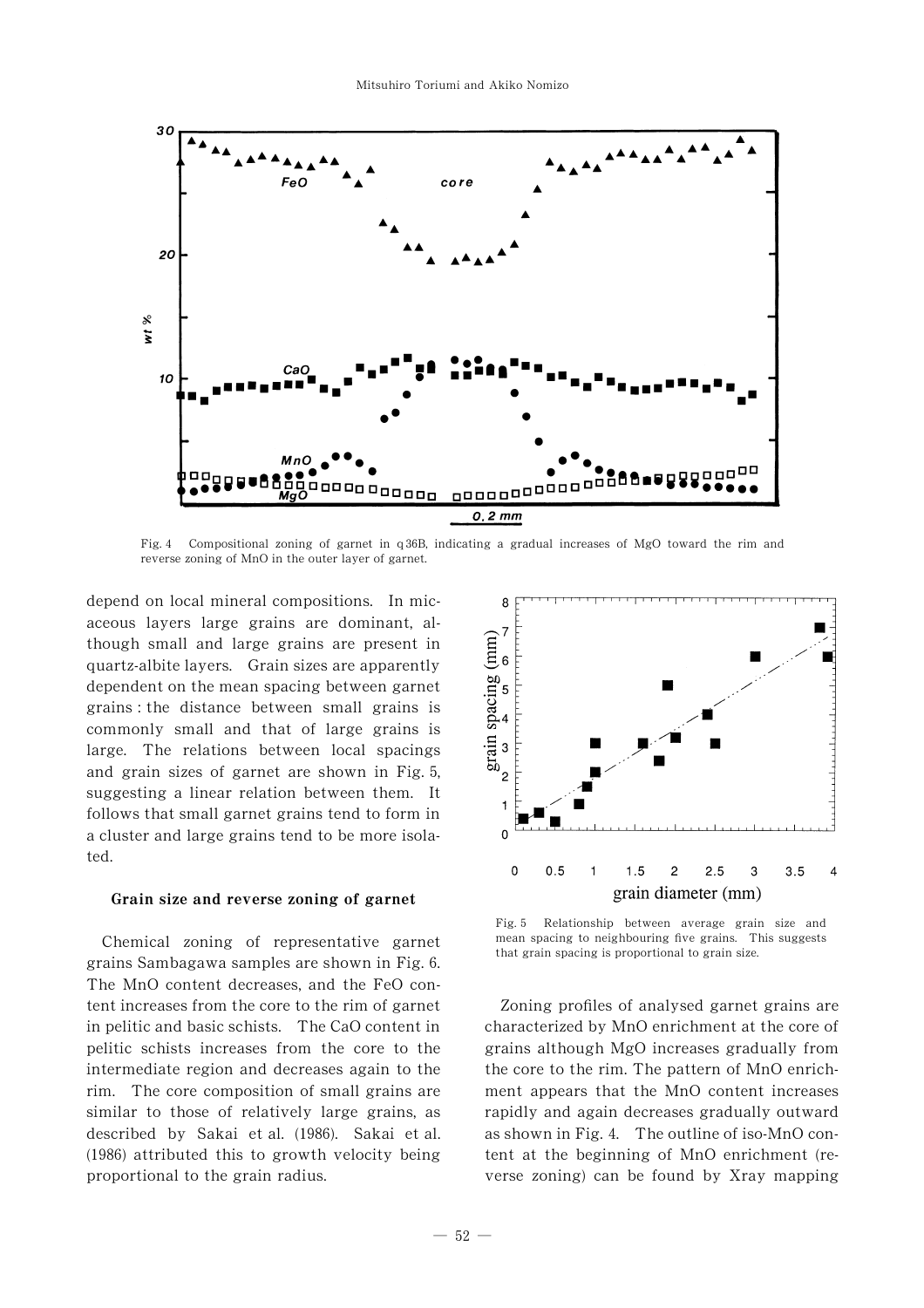Fig. 4 Compositional zoning of garnet in q36B, indicating a gradual increases of MgO toward the rim and reverse zoning of MnO in the outer layer of garnet.

depend on local mineral compositions. In micaceous layers large grains are dominant, although small and large grains are present in quartz-albite layers. Grain sizes are apparently dependent on the mean spacing between garnet grains : the distance between small grains is commonly small and that of large grains is large. The relations between local spacings and grain sizes of garnet are shown in Fig. 5, suggesting a linear relation between them. It follows that small garnet grains tend to form in a cluster and large grains tend to be more isolated.

Fig. 5 Relationship between average grain size and mean spacing to neighbouring five grains. This suggests that grain spacing is proportional to grain size.

#### Grain size and reverse zoning of garnet

Chemical zoning of representative garnet grains Sambagawa samples are shown in Fig. 6. The MnO content decreases, and the FeO content increases from the core to the rim of garnet in pelitic and basic schists. The CaO content in pelitic schists increases from the core to the intermediate region and decreases again to the rim. The core composition of small grains are similar to those of relatively large grains, as described by Sakai et al. (1986). Sakai et al. (1986) attributed this to growth velocity being proportional to the grain radius.

Zoning profiles of analysed garnet grains are characterized by MnO enrichment at the core of grains although MgO increases gradually from the core to the rim. The pattern of MnO enrichment appears that the MnO content increases rapidly and again decreases gradually outward as shown in Fig. 4. The outline of iso-MnO content at the beginning of MnO enrichment (reverse zoning) can be found by Xray mapping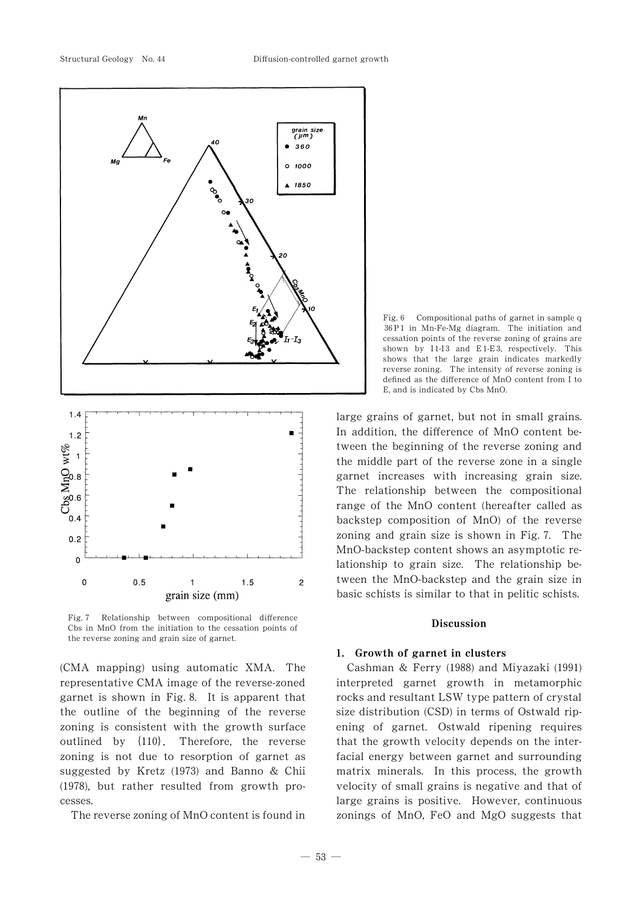Fig. 6 Compositional paths of garnet in sample q 36P1 in Mn-Fe-Mg diagram. The initiation and cessation points of the reverse zoning of grains are shown by I1-I3 and E1-E3, respectively. This shows that the large grain indicates markedly reverse zoning. The intensity of reverse zoning is defined as the difference of MnO content from I to E, and is indicated by Cbs MnO.

Fig. 7 Relationship between compositional difference Cbs in MnO from the initiation to the cessation points of the reverse zoning and grain size of garnet.

(CMA mapping) using automatic XMA. The representative CMA image of the reverse-zoned garnet is shown in Fig. 8. It is apparent that the outline of the beginning of the reverse zoning is consistent with the growth surface outlined by {110}. Therefore, the reverse zoning is not due to resorption of garnet as suggested by Kretz (1973) and Banno & Chii (1978), but rather resulted from growth processes.

The reverse zoning of MnO content is found in large grains of garnet, but not in small grains. In addition, the difference of MnO content between the beginning of the reverse zoning and the middle part of the reverse zone in a single garnet increases with increasing grain size. The relationship between the compositional range of the MnO content (hereafter called as backstep composition of MnO) of the reverse zoning and grain size is shown in Fig. 7. The MnO-backstep content shows an asymptotic relationship to grain size. The relationship between the MnO-backstep and the grain size in basic schists is similar to that in pelitic schists.

## Discussion

### 1. Growth of garnet in clusters

Cashman & Ferry (1988) and Miyazaki (1991) interpreted garnet growth in metamorphic rocks and resultant LSW type pattern of crystal size distribution (CSD) in terms of Ostwald ripening of garnet. Ostwald ripening requires that the growth velocity depends on the interfacial energy between garnet and surrounding matrix minerals. In this process, the growth velocity of small grains is negative and that of large grains is positive. However, continuous zonings of MnO, FeO and MgO suggests that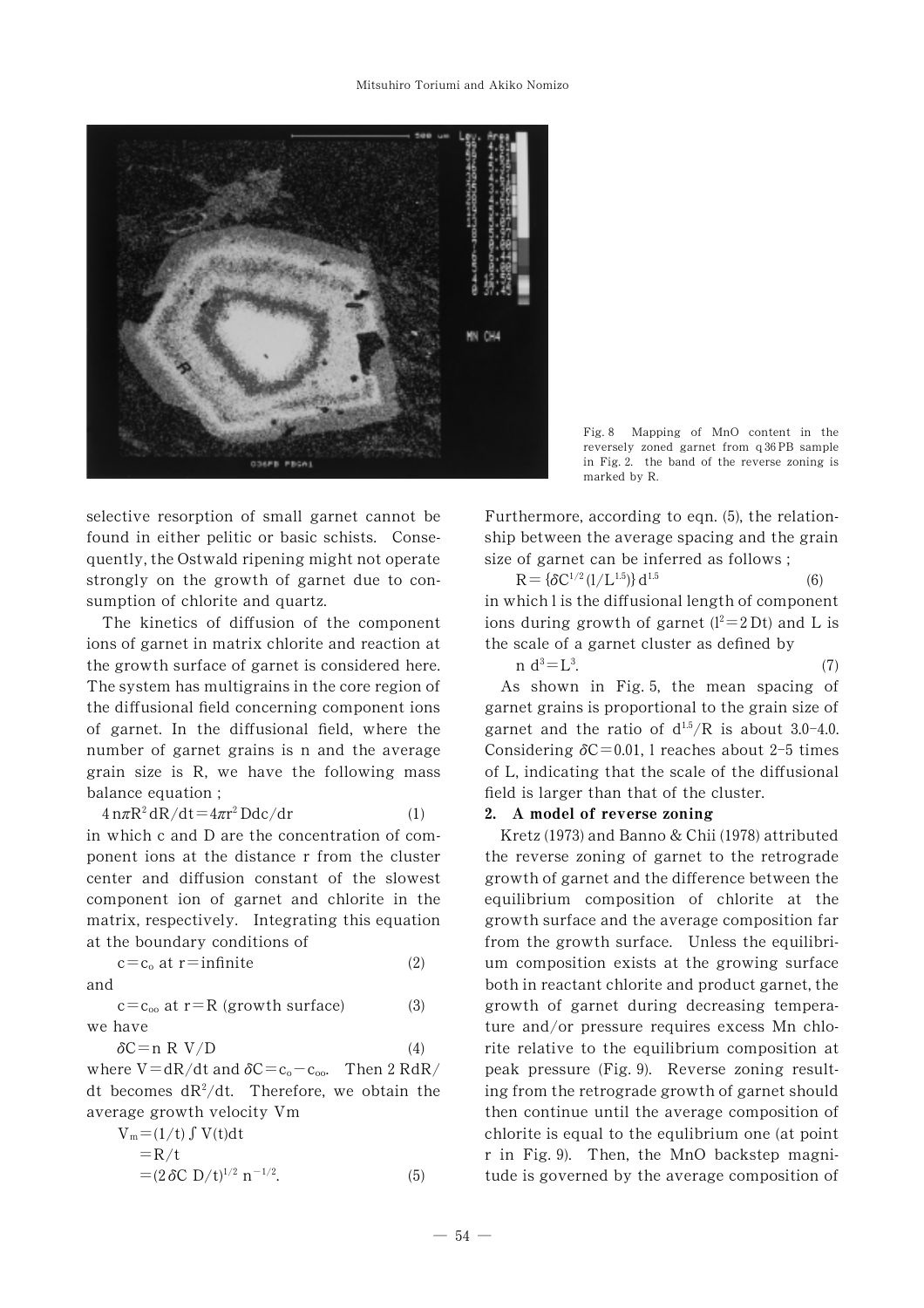Fig. 8 Mapping of MnO content in the reversely zoned garnet from q36PB sample in Fig. 2. the band of the reverse zoning is marked by R.

selective resorption of small garnet cannot be found in either pelitic or basic schists. Consequently, the Ostwald ripening might not operate strongly on the growth of garnet due to consumption of chlorite and quartz.

The kinetics of diffusion of the component ions of garnet in matrix chlorite and reaction at the growth surface of garnet is considered here. The system has multigrains in the core region of the diffusional field concerning component ions of garnet. In the diffusional field, where the number of garnet grains is n and the average grain size is R, we have the following mass balance equation ;

$$4n\pi R^2 dR/dt = 4\pi r^2 D dc/dr \tag{1}$$

in which c and D are the concentration of component ions at the distance r from the cluster center and diffusion constant of the slowest component ion of garnet and chlorite in the matrix, respectively. Integrating this equation at the boundary conditions of

$$c = c_o \text{ at } r = \text{infinite} \tag{2}$$

and

$$c = c_{oo} \text{ at } r = R \text{ (growth surface)} \tag{3}$$

we have

$$\delta C = n\ R\ V/D \tag{4}$$

where $V = dR/dt$ and $\delta C = c_o - c_{oo}$. Then $2\,RdR/dt$ becomes $dR^2/dt$. Therefore, we obtain the average growth velocity Vm

$$\begin{aligned} V_m &= (1/t)\int V(t)dt \\ &= R/t \\ &= (2\delta C\ D/t)^{1/2}\ n^{-1/2}. \end{aligned} \tag{5}$$

Furthermore, according to eqn. (5), the relationship between the average spacing and the grain size of garnet can be inferred as follows ;

$$R = \{\delta C^{1/2}(l/L^{1.5})\}\ d^{1.5} \tag{6}$$

in which l is the diffusional length of component ions during growth of garnet ($l^2 = 2\,Dt$) and L is the scale of a garnet cluster as defined by

$$n\ d^3 = L^3. \tag{7}$$

As shown in Fig. 5, the mean spacing of garnet grains is proportional to the grain size of garnet and the ratio of $d^{1.5}/R$ is about 3.0–4.0. Considering $\delta C = 0.01$, l reaches about 2–5 times of L, indicating that the scale of the diffusional field is larger than that of the cluster.

## 2. A model of reverse zoning

Kretz (1973) and Banno & Chii (1978) attributed the reverse zoning of garnet to the retrograde growth of garnet and the difference between the equilibrium composition of chlorite at the growth surface and the average composition far from the growth surface. Unless the equilibrium composition exists at the growing surface both in reactant chlorite and product garnet, the growth of garnet during decreasing temperature and/or pressure requires excess Mn chlorite relative to the equilibrium composition at peak pressure (Fig. 9). Reverse zoning resulting from the retrograde growth of garnet should then continue until the average composition of chlorite is equal to the equlibrium one (at point r in Fig. 9). Then, the MnO backstep magnitude is governed by the average composition of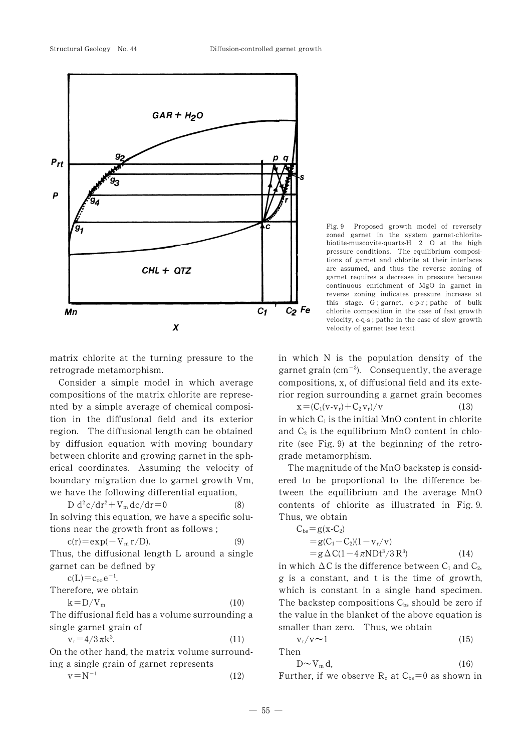Fig. 9 Proposed growth model of reversely zoned garnet in the system garnet-chlorite-biotite-muscovite-quartz-H 2 O at the high pressure conditions. The equilibrium compositions of garnet and chlorite at their interfaces are assumed, and thus the reverse zoning of garnet requires a decrease in pressure because continuous enrichment of MgO in garnet in reverse zoning indicates pressure increase at this stage. G ; garnet, c-p-r ; pathe of bulk chlorite composition in the case of fast growth velocity, c-q-s ; pathe in the case of slow growth velocity of garnet (see text).

matrix chlorite at the turning pressure to the retrograde metamorphism.

Consider a simple model in which average compositions of the matrix chlorite are represented by a simple average of chemical composition in the diffusional field and its exterior region. The diffusional length can be obtained by diffusion equation with moving boundary between chlorite and growing garnet in the spherical coordinates. Assuming the velocity of boundary migration due to garnet growth Vm, we have the following differential equation,

$$D\, d^2c/dr^2 + V_m\, dc/dr = 0 \tag{8}$$

In solving this equation, we have a specific solutions near the growth front as follows ;

$$c(r) = \exp(-V_m r/D). \tag{9}$$

Thus, the diffusional length L around a single garnet can be defined by

$$c(L) = c_{oo} e^{-1}.$$

Therefore, we obtain

$$k = D/V_m \tag{10}$$

The diffusional field has a volume surrounding a single garnet grain of

$$v_r = 4/3\pi k^3. \tag{11}$$

On the other hand, the matrix volume surrounding a single grain of garnet represents

$$v = N^{-1} \tag{12}$$

in which N is the population density of the garnet grain ($cm^{-3}$). Consequently, the average compositions, x, of diffusional field and its exterior region surrounding a garnet grain becomes

$$x = (C_1(v - v_r) + C_2 v_r)/v \tag{13}$$

in which $C_1$ is the initial MnO content in chlorite and $C_2$ is the equilibrium MnO content in chlorite (see Fig. 9) at the beginning of the retrograde metamorphism.

The magnitude of the MnO backstep is considered to be proportional to the difference between the equilibrium and the average MnO contents of chlorite as illustrated in Fig. 9. Thus, we obtain

$$\begin{aligned} C_{bs} &= g(x - C_2) \\ &= g(C_1 - C_2)(1 - v_r/v) \\ &= g\Delta C(1 - 4\pi NDt^3/3R^3) \end{aligned} \tag{14}$$

in which $\Delta C$ is the difference between $C_1$ and $C_2$, g is a constant, and t is the time of growth, which is constant in a single hand specimen. The backstep compositions $C_{bs}$ should be zero if the value in the blanket of the above equation is smaller than zero. Thus, we obtain

$$v_r/v \sim 1 \tag{15}$$

Then

$$D \sim V_m d, \tag{16}$$

Further, if we observe $R_c$ at $C_{bs} = 0$ as shown in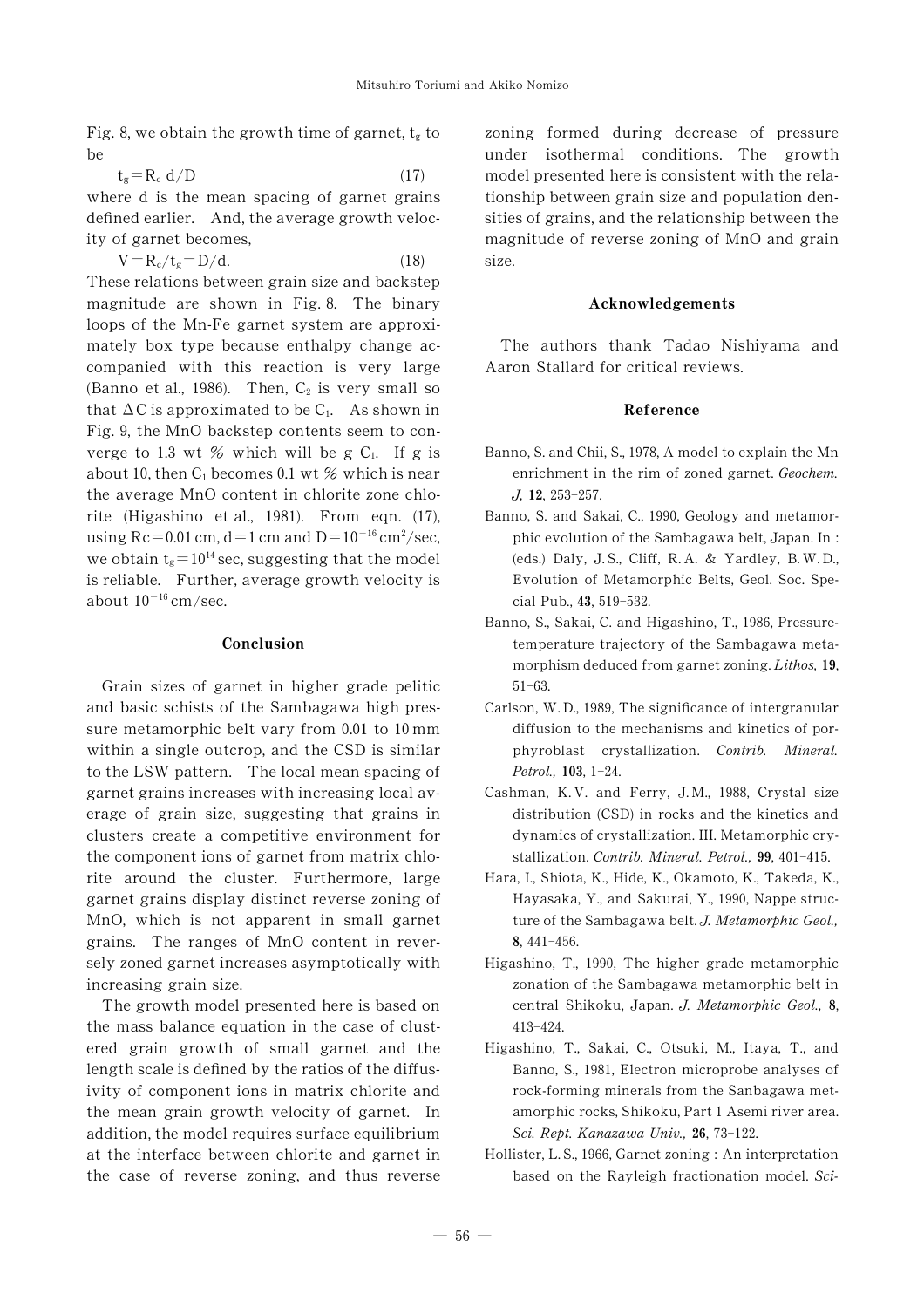Fig. 8, we obtain the growth time of garnet, $t_g$ to be

$$t_g = R_c\ d/D \qquad (17)$$

where d is the mean spacing of garnet grains defined earlier. And, the average growth velocity of garnet becomes,

$$V = R_c/t_g = D/d. \qquad (18)$$

These relations between grain size and backstep magnitude are shown in Fig. 8. The binary loops of the Mn-Fe garnet system are approximately box type because enthalpy change accompanied with this reaction is very large (Banno et al., 1986). Then, $C_2$ is very small so that $\Delta C$ is approximated to be $C_1$. As shown in Fig. 9, the MnO backstep contents seem to converge to 1.3 wt % which will be g $C_1$. If g is about 10, then $C_1$ becomes 0.1 wt % which is near the average MnO content in chlorite zone chlorite (Higashino et al., 1981). From eqn. (17), using $Rc = 0.01$ cm, $d = 1$ cm and $D = 10^{-16}$ cm$^2$/sec, we obtain $t_g = 10^{14}$ sec, suggesting that the model is reliable. Further, average growth velocity is about $10^{-16}$ cm/sec.

## Conclusion

Grain sizes of garnet in higher grade pelitic and basic schists of the Sambagawa high pressure metamorphic belt vary from 0.01 to 10 mm within a single outcrop, and the CSD is similar to the LSW pattern. The local mean spacing of garnet grains increases with increasing local average of grain size, suggesting that grains in clusters create a competitive environment for the component ions of garnet from matrix chlorite around the cluster. Furthermore, large garnet grains display distinct reverse zoning of MnO, which is not apparent in small garnet grains. The ranges of MnO content in reversely zoned garnet increases asymptotically with increasing grain size.

The growth model presented here is based on the mass balance equation in the case of clustered grain growth of small garnet and the length scale is defined by the ratios of the diffusivity of component ions in matrix chlorite and the mean grain growth velocity of garnet. In addition, the model requires surface equilibrium at the interface between chlorite and garnet in the case of reverse zoning, and thus reverse zoning formed during decrease of pressure under isothermal conditions. The growth model presented here is consistent with the relationship between grain size and population densities of grains, and the relationship between the magnitude of reverse zoning of MnO and grain size.

## Acknowledgements

The authors thank Tadao Nishiyama and Aaron Stallard for critical reviews.

## Reference

Banno, S. and Chii, S., 1978, A model to explain the Mn enrichment in the rim of zoned garnet. *Geochem. J,* **12**, 253–257.

Banno, S. and Sakai, C., 1990, Geology and metamorphic evolution of the Sambagawa belt, Japan. In : (eds.) Daly, J. S., Cliff, R. A. & Yardley, B. W. D., Evolution of Metamorphic Belts, Geol. Soc. Special Pub., **43**, 519–532.

Banno, S., Sakai, C. and Higashino, T., 1986, Pressure-temperature trajectory of the Sambagawa metamorphism deduced from garnet zoning. *Lithos,* **19**, 51–63.

Carlson, W. D., 1989, The significance of intergranular diffusion to the mechanisms and kinetics of porphyroblast crystallization. *Contrib. Mineral. Petrol.,* **103**, 1–24.

Cashman, K. V. and Ferry, J. M., 1988, Crystal size distribution (CSD) in rocks and the kinetics and dynamics of crystallization. III. Metamorphic crystallization. *Contrib. Mineral. Petrol.,* **99**, 401–415.

Hara, I., Shiota, K., Hide, K., Okamoto, K., Takeda, K., Hayasaka, Y., and Sakurai, Y., 1990, Nappe structure of the Sambagawa belt. *J. Metamorphic Geol.,* **8**, 441–456.

Higashino, T., 1990, The higher grade metamorphic zonation of the Sambagawa metamorphic belt in central Shikoku, Japan. *J. Metamorphic Geol.,* **8**, 413–424.

Higashino, T., Sakai, C., Otsuki, M., Itaya, T., and Banno, S., 1981, Electron microprobe analyses of rock-forming minerals from the Sanbagawa metamorphic rocks, Shikoku, Part 1 Asemi river area. *Sci. Rept. Kanazawa Univ.,* **26**, 73–122.

Hollister, L. S., 1966, Garnet zoning : An interpretation based on the Rayleigh fractionation model. *Sci-*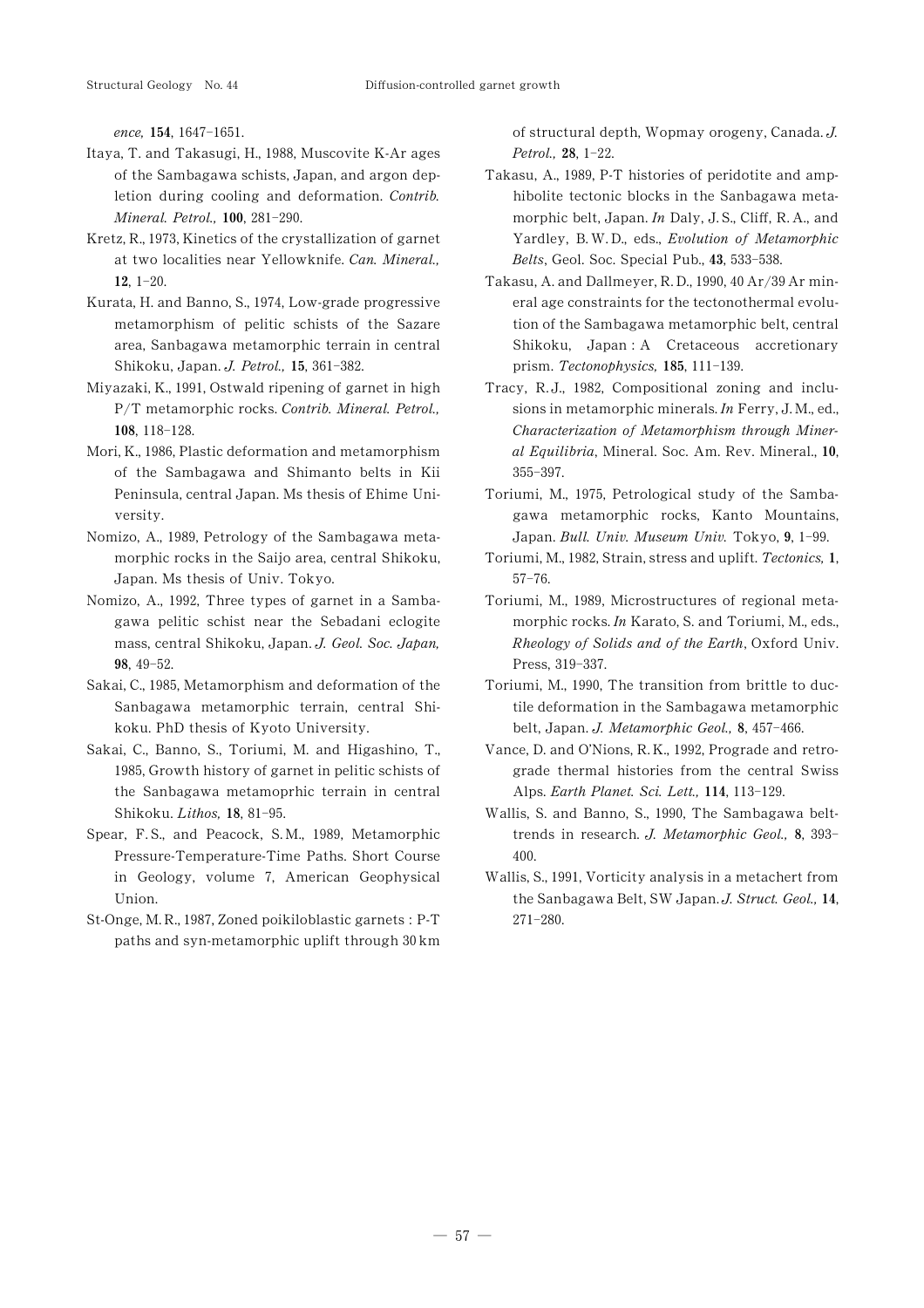*ence,* **154**, 1647–1651.

Itaya, T. and Takasugi, H., 1988, Muscovite K-Ar ages of the Sambagawa schists, Japan, and argon depletion during cooling and deformation. *Contrib. Mineral. Petrol.,* **100**, 281–290.

Kretz, R., 1973, Kinetics of the crystallization of garnet at two localities near Yellowknife. *Can. Mineral.,* **12**, 1–20.

Kurata, H. and Banno, S., 1974, Low-grade progressive metamorphism of pelitic schists of the Sazare area, Sanbagawa metamorphic terrain in central Shikoku, Japan. *J. Petrol.,* **15**, 361–382.

Miyazaki, K., 1991, Ostwald ripening of garnet in high P/T metamorphic rocks. *Contrib. Mineral. Petrol.,* **108**, 118–128.

Mori, K., 1986, Plastic deformation and metamorphism of the Sambagawa and Shimanto belts in Kii Peninsula, central Japan. Ms thesis of Ehime University.

Nomizo, A., 1989, Petrology of the Sambagawa metamorphic rocks in the Saijo area, central Shikoku, Japan. Ms thesis of Univ. Tokyo.

Nomizo, A., 1992, Three types of garnet in a Sambagawa pelitic schist near the Sebadani eclogite mass, central Shikoku, Japan. *J. Geol. Soc. Japan,* **98**, 49–52.

Sakai, C., 1985, Metamorphism and deformation of the Sanbagawa metamorphic terrain, central Shikoku. PhD thesis of Kyoto University.

Sakai, C., Banno, S., Toriumi, M. and Higashino, T., 1985, Growth history of garnet in pelitic schists of the Sanbagawa metamoprhic terrain in central Shikoku. *Lithos,* **18**, 81–95.

Spear, F. S., and Peacock, S. M., 1989, Metamorphic Pressure-Temperature-Time Paths. Short Course in Geology, volume 7, American Geophysical Union.

St-Onge, M. R., 1987, Zoned poikiloblastic garnets : P-T paths and syn-metamorphic uplift through 30 km of structural depth, Wopmay orogeny, Canada. *J. Petrol.,* **28**, 1–22.

Takasu, A., 1989, P-T histories of peridotite and amphibolite tectonic blocks in the Sanbagawa metamorphic belt, Japan. *In* Daly, J. S., Cliff, R. A., and Yardley, B. W. D., eds., *Evolution of Metamorphic Belts*, Geol. Soc. Special Pub., **43**, 533–538.

Takasu, A. and Dallmeyer, R. D., 1990, 40 Ar/39 Ar mineral age constraints for the tectonothermal evolution of the Sambagawa metamorphic belt, central Shikoku, Japan : A Cretaceous accretionary prism. *Tectonophysics,* **185**, 111–139.

Tracy, R. J., 1982, Compositional zoning and inclusions in metamorphic minerals. *In* Ferry, J. M., ed., *Characterization of Metamorphism through Mineral Equilibria*, Mineral. Soc. Am. Rev. Mineral., **10**, 355–397.

Toriumi, M., 1975, Petrological study of the Sambagawa metamorphic rocks, Kanto Mountains, Japan. *Bull. Univ. Museum Univ.* Tokyo, **9**, 1–99.

Toriumi, M., 1982, Strain, stress and uplift. *Tectonics,* **1**, 57–76.

Toriumi, M., 1989, Microstructures of regional metamorphic rocks. *In* Karato, S. and Toriumi, M., eds., *Rheology of Solids and of the Earth*, Oxford Univ. Press, 319–337.

Toriumi, M., 1990, The transition from brittle to ductile deformation in the Sambagawa metamorphic belt, Japan. *J. Metamorphic Geol.,* **8**, 457–466.

Vance, D. and O'Nions, R. K., 1992, Prograde and retrograde thermal histories from the central Swiss Alps. *Earth Planet. Sci. Lett.,* **114**, 113–129.

Wallis, S. and Banno, S., 1990, The Sambagawa belt-trends in research. *J. Metamorphic Geol.,* **8**, 393–400.

Wallis, S., 1991, Vorticity analysis in a metachert from the Sanbagawa Belt, SW Japan. *J. Struct. Geol.,* **14**, 271–280.